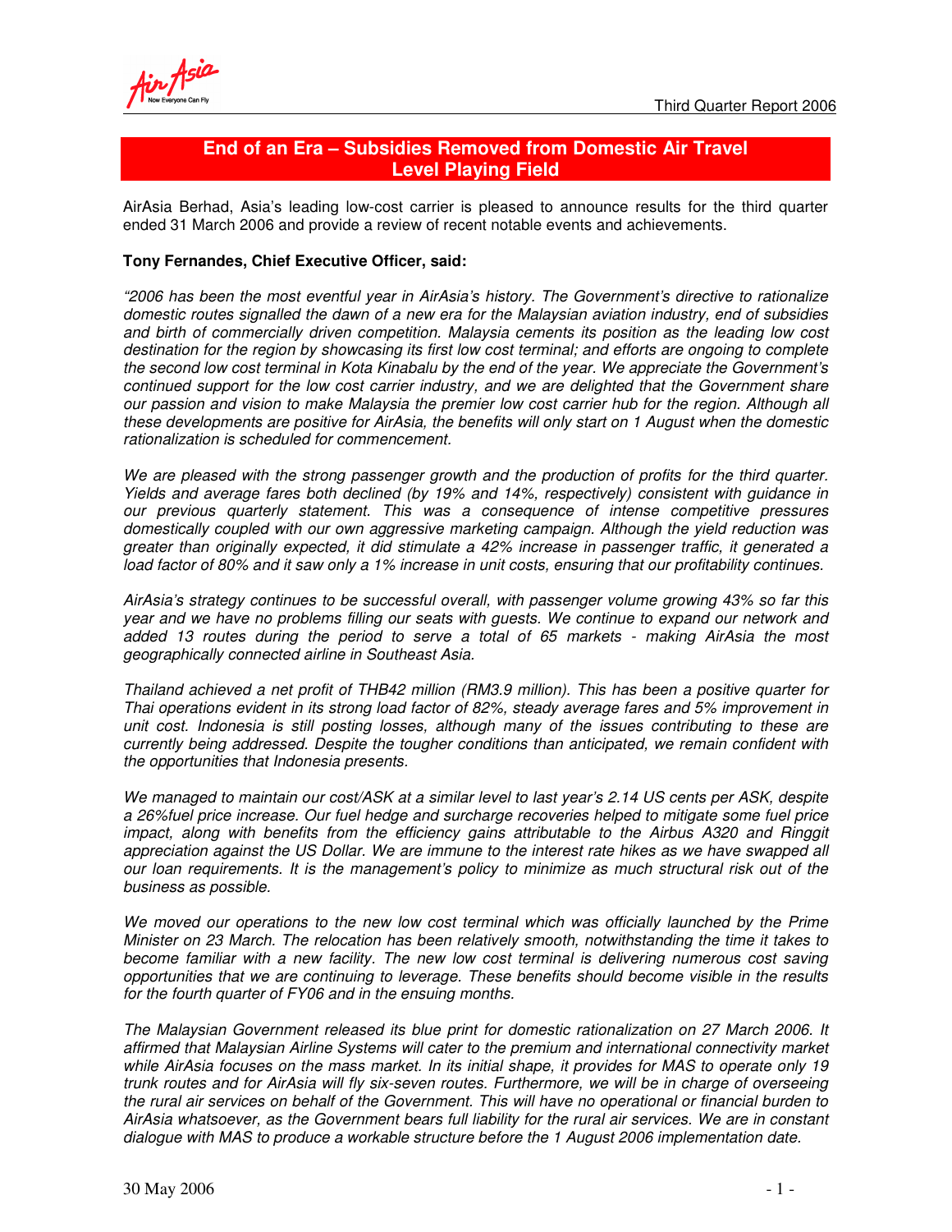# End of an Era – Subsidies Removed from Domestic Air Travel Level Playing Field

AirAsia Berhad, Asia's leading low-cost carrier is pleased to announce results for the third quarter ended 31 March 2006 and provide a review of recent notable events and achievements.

**Tony Fernandes, Chief Executive Officer, said:**

*"2006 has been the most eventful year in AirAsia's history. The Government's directive to rationalize domestic routes signalled the dawn of a new era for the Malaysian aviation industry, end of subsidies and birth of commercially driven competition. Malaysia cements its position as the leading low cost destination for the region by showcasing its first low cost terminal; and efforts are ongoing to complete the second low cost terminal in Kota Kinabalu by the end of the year. We appreciate the Government's continued support for the low cost carrier industry, and we are delighted that the Government share our passion and vision to make Malaysia the premier low cost carrier hub for the region. Although all these developments are positive for AirAsia, the benefits will only start on 1 August when the domestic rationalization is scheduled for commencement.*

*We are pleased with the strong passenger growth and the production of profits for the third quarter. Yields and average fares both declined (by 19% and 14%, respectively) consistent with guidance in our previous quarterly statement. This was a consequence of intense competitive pressures domestically coupled with our own aggressive marketing campaign. Although the yield reduction was greater than originally expected, it did stimulate a 42% increase in passenger traffic, it generated a load factor of 80% and it saw only a 1% increase in unit costs, ensuring that our profitability continues.*

*AirAsia's strategy continues to be successful overall, with passenger volume growing 43% so far this year and we have no problems filling our seats with guests. We continue to expand our network and added 13 routes during the period to serve a total of 65 markets - making AirAsia the most geographically connected airline in Southeast Asia.*

*Thailand achieved a net profit of THB42 million (RM3.9 million). This has been a positive quarter for Thai operations evident in its strong load factor of 82%, steady average fares and 5% improvement in unit cost. Indonesia is still posting losses, although many of the issues contributing to these are currently being addressed. Despite the tougher conditions than anticipated, we remain confident with the opportunities that Indonesia presents.*

*We managed to maintain our cost/ASK at a similar level to last year's 2.14 US cents per ASK, despite a 26%fuel price increase. Our fuel hedge and surcharge recoveries helped to mitigate some fuel price impact, along with benefits from the efficiency gains attributable to the Airbus A320 and Ringgit appreciation against the US Dollar. We are immune to the interest rate hikes as we have swapped all our loan requirements. It is the management's policy to minimize as much structural risk out of the business as possible.*

*We moved our operations to the new low cost terminal which was officially launched by the Prime Minister on 23 March. The relocation has been relatively smooth, notwithstanding the time it takes to become familiar with a new facility. The new low cost terminal is delivering numerous cost saving opportunities that we are continuing to leverage. These benefits should become visible in the results for the fourth quarter of FY06 and in the ensuing months.*

*The Malaysian Government released its blue print for domestic rationalization on 27 March 2006. It affirmed that Malaysian Airline Systems will cater to the premium and international connectivity market while AirAsia focuses on the mass market. In its initial shape, it provides for MAS to operate only 19 trunk routes and for AirAsia will fly six-seven routes. Furthermore, we will be in charge of overseeing the rural air services on behalf of the Government. This will have no operational or financial burden to AirAsia whatsoever, as the Government bears full liability for the rural air services. We are in constant dialogue with MAS to produce a workable structure before the 1 August 2006 implementation date.*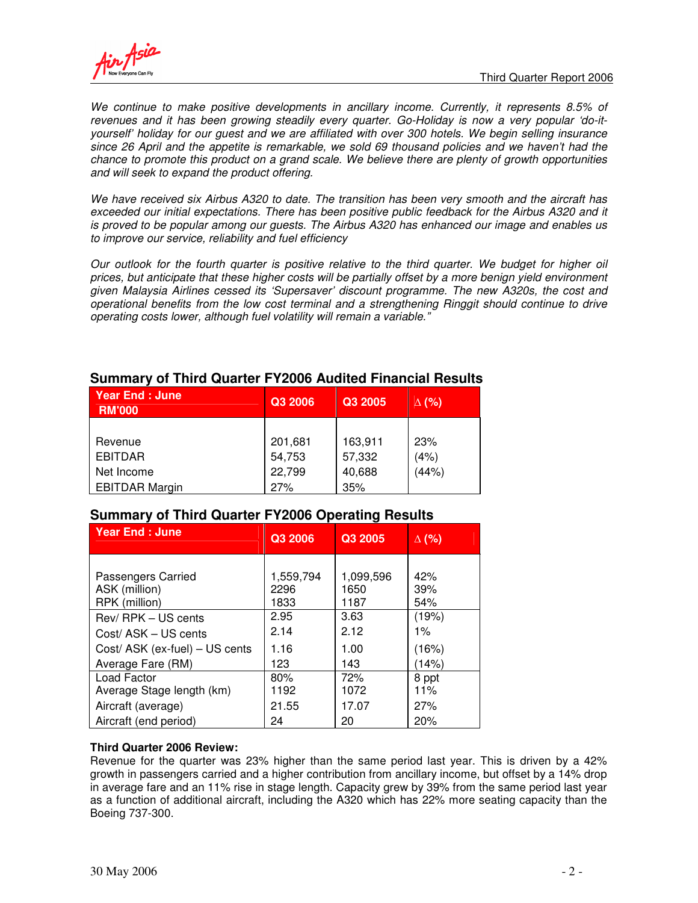*We continue to make positive developments in ancillary income. Currently, it represents 8.5% of revenues and it has been growing steadily every quarter. Go-Holiday is now a very popular 'do-it-yourself' holiday for our guest and we are affiliated with over 300 hotels. We begin selling insurance since 26 April and the appetite is remarkable, we sold 69 thousand policies and we haven't had the chance to promote this product on a grand scale. We believe there are plenty of growth opportunities and will seek to expand the product offering.*

*We have received six Airbus A320 to date. The transition has been very smooth and the aircraft has exceeded our initial expectations. There has been positive public feedback for the Airbus A320 and it is proved to be popular among our guests. The Airbus A320 has enhanced our image and enables us to improve our service, reliability and fuel efficiency*

*Our outlook for the fourth quarter is positive relative to the third quarter. We budget for higher oil prices, but anticipate that these higher costs will be partially offset by a more benign yield environment given Malaysia Airlines cessed its 'Supersaver' discount programme. The new A320s, the cost and operational benefits from the low cost terminal and a strengthening Ringgit should continue to drive operating costs lower, although fuel volatility will remain a variable."*

## Summary of Third Quarter FY2006 Audited Financial Results

| Year End : June RM'000 | Q3 2006 | Q3 2005 | ∆ (%) |
|---|---|---|---|
| Revenue | 201,681 | 163,911 | 23% |
| EBITDAR | 54,753 | 57,332 | (4%) |
| Net Income | 22,799 | 40,688 | (44%) |
| EBITDAR Margin | 27% | 35% | |

## Summary of Third Quarter FY2006 Operating Results

| Year End : June | Q3 2006 | Q3 2005 | ∆ (%) |
|---|---|---|---|
| Passengers Carried | 1,559,794 | 1,099,596 | 42% |
| ASK (million) | 2296 | 1650 | 39% |
| RPK (million) | 1833 | 1187 | 54% |
| Rev/ RPK – US cents | 2.95 | 3.63 | (19%) |
| Cost/ ASK – US cents | 2.14 | 2.12 | 1% |
| Cost/ ASK (ex-fuel) – US cents | 1.16 | 1.00 | (16%) |
| Average Fare (RM) | 123 | 143 | (14%) |
| Load Factor | 80% | 72% | 8 ppt |
| Average Stage length (km) | 1192 | 1072 | 11% |
| Aircraft (average) | 21.55 | 17.07 | 27% |
| Aircraft (end period) | 24 | 20 | 20% |

**Third Quarter 2006 Review:**

Revenue for the quarter was 23% higher than the same period last year. This is driven by a 42% growth in passengers carried and a higher contribution from ancillary income, but offset by a 14% drop in average fare and an 11% rise in stage length. Capacity grew by 39% from the same period last year as a function of additional aircraft, including the A320 which has 22% more seating capacity than the Boeing 737-300.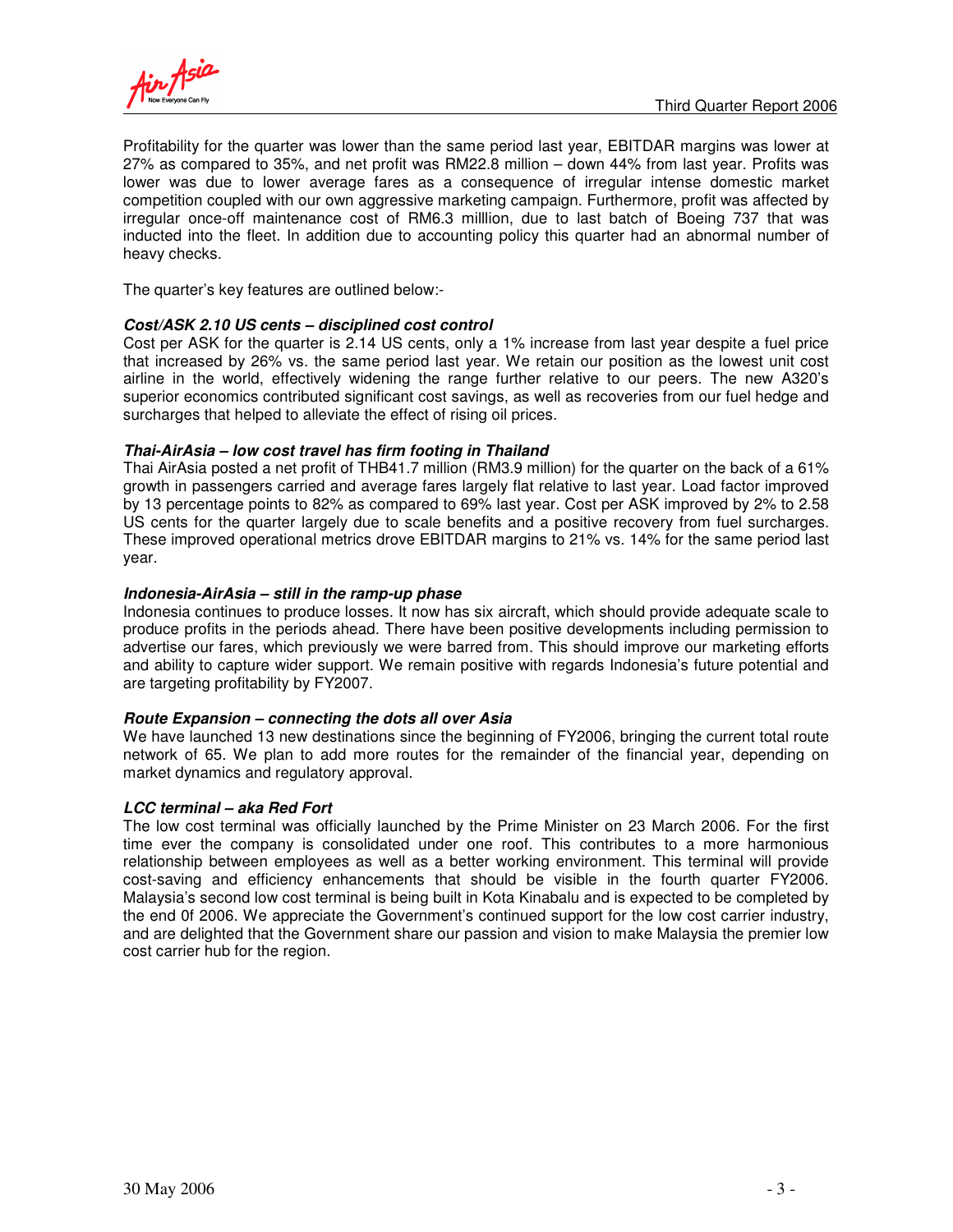Profitability for the quarter was lower than the same period last year, EBITDAR margins was lower at 27% as compared to 35%, and net profit was RM22.8 million – down 44% from last year. Profits was lower was due to lower average fares as a consequence of irregular intense domestic market competition coupled with our own aggressive marketing campaign. Furthermore, profit was affected by irregular once-off maintenance cost of RM6.3 milllion, due to last batch of Boeing 737 that was inducted into the fleet. In addition due to accounting policy this quarter had an abnormal number of heavy checks.

The quarter's key features are outlined below:-

***Cost/ASK 2.10 US cents – disciplined cost control***

Cost per ASK for the quarter is 2.14 US cents, only a 1% increase from last year despite a fuel price that increased by 26% vs. the same period last year. We retain our position as the lowest unit cost airline in the world, effectively widening the range further relative to our peers. The new A320's superior economics contributed significant cost savings, as well as recoveries from our fuel hedge and surcharges that helped to alleviate the effect of rising oil prices.

***Thai-AirAsia – low cost travel has firm footing in Thailand***

Thai AirAsia posted a net profit of THB41.7 million (RM3.9 million) for the quarter on the back of a 61% growth in passengers carried and average fares largely flat relative to last year. Load factor improved by 13 percentage points to 82% as compared to 69% last year. Cost per ASK improved by 2% to 2.58 US cents for the quarter largely due to scale benefits and a positive recovery from fuel surcharges. These improved operational metrics drove EBITDAR margins to 21% vs. 14% for the same period last year.

***Indonesia-AirAsia – still in the ramp-up phase***

Indonesia continues to produce losses. It now has six aircraft, which should provide adequate scale to produce profits in the periods ahead. There have been positive developments including permission to advertise our fares, which previously we were barred from. This should improve our marketing efforts and ability to capture wider support. We remain positive with regards Indonesia's future potential and are targeting profitability by FY2007.

***Route Expansion – connecting the dots all over Asia***

We have launched 13 new destinations since the beginning of FY2006, bringing the current total route network of 65. We plan to add more routes for the remainder of the financial year, depending on market dynamics and regulatory approval.

***LCC terminal – aka Red Fort***

The low cost terminal was officially launched by the Prime Minister on 23 March 2006. For the first time ever the company is consolidated under one roof. This contributes to a more harmonious relationship between employees as well as a better working environment. This terminal will provide cost-saving and efficiency enhancements that should be visible in the fourth quarter FY2006. Malaysia's second low cost terminal is being built in Kota Kinabalu and is expected to be completed by the end 0f 2006. We appreciate the Government's continued support for the low cost carrier industry, and are delighted that the Government share our passion and vision to make Malaysia the premier low cost carrier hub for the region.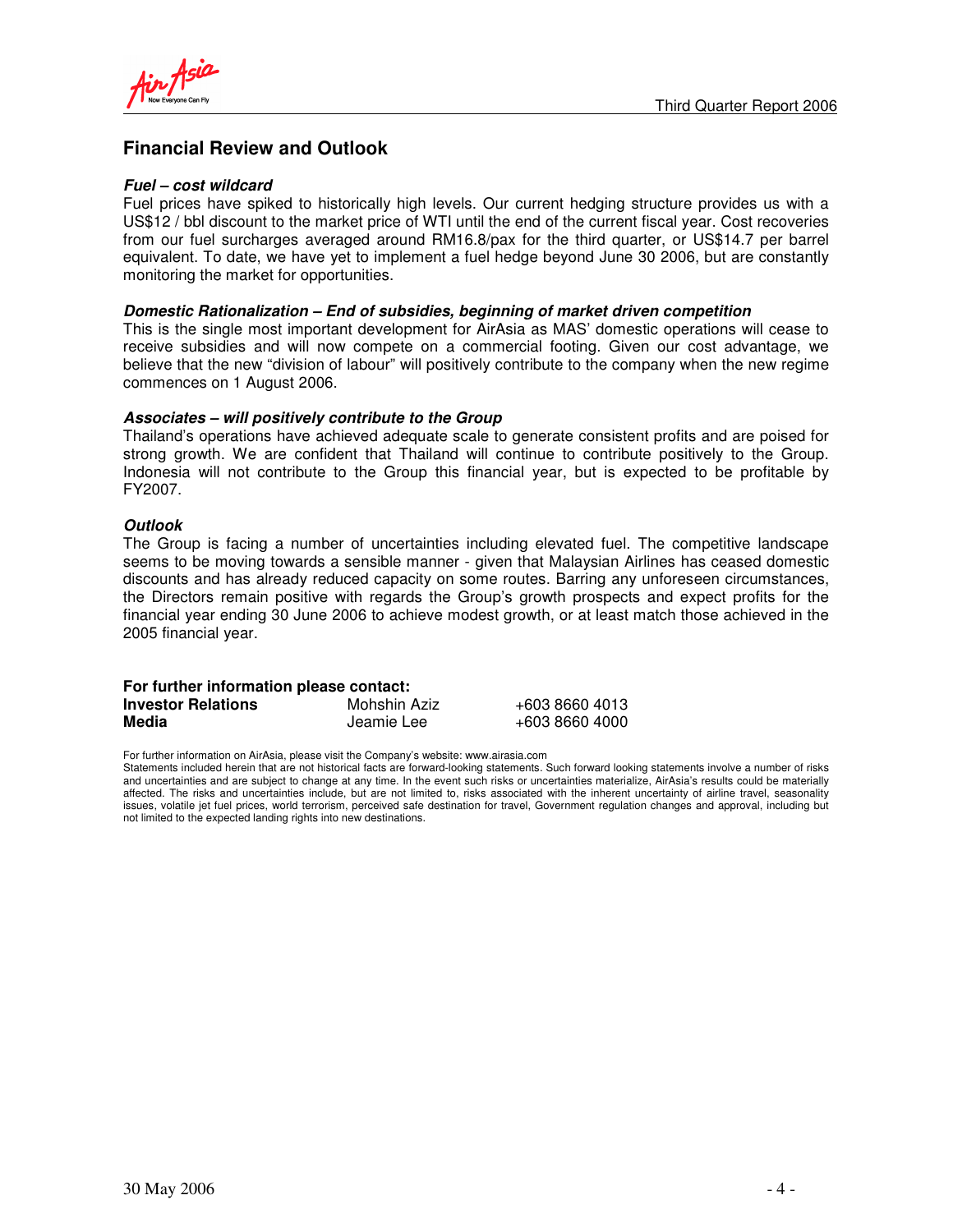## Financial Review and Outlook

***Fuel – cost wildcard***

Fuel prices have spiked to historically high levels. Our current hedging structure provides us with a US$12 / bbl discount to the market price of WTI until the end of the current fiscal year. Cost recoveries from our fuel surcharges averaged around RM16.8/pax for the third quarter, or US$14.7 per barrel equivalent. To date, we have yet to implement a fuel hedge beyond June 30 2006, but are constantly monitoring the market for opportunities.

***Domestic Rationalization – End of subsidies, beginning of market driven competition***

This is the single most important development for AirAsia as MAS' domestic operations will cease to receive subsidies and will now compete on a commercial footing. Given our cost advantage, we believe that the new "division of labour" will positively contribute to the company when the new regime commences on 1 August 2006.

***Associates – will positively contribute to the Group***

Thailand's operations have achieved adequate scale to generate consistent profits and are poised for strong growth. We are confident that Thailand will continue to contribute positively to the Group. Indonesia will not contribute to the Group this financial year, but is expected to be profitable by FY2007.

***Outlook***

The Group is facing a number of uncertainties including elevated fuel. The competitive landscape seems to be moving towards a sensible manner - given that Malaysian Airlines has ceased domestic discounts and has already reduced capacity on some routes. Barring any unforeseen circumstances, the Directors remain positive with regards the Group's growth prospects and expect profits for the financial year ending 30 June 2006 to achieve modest growth, or at least match those achieved in the 2005 financial year.

**For further information please contact:**

| | | |
|---|---|---|
| **Investor Relations** | Mohshin Aziz | +603 8660 4013 |
| **Media** | Jeamie Lee | +603 8660 4000 |

For further information on AirAsia, please visit the Company's website: www.airasia.com

Statements included herein that are not historical facts are forward-looking statements. Such forward looking statements involve a number of risks and uncertainties and are subject to change at any time. In the event such risks or uncertainties materialize, AirAsia's results could be materially affected. The risks and uncertainties include, but are not limited to, risks associated with the inherent uncertainty of airline travel, seasonality issues, volatile jet fuel prices, world terrorism, perceived safe destination for travel, Government regulation changes and approval, including but not limited to the expected landing rights into new destinations.

30 May 2006